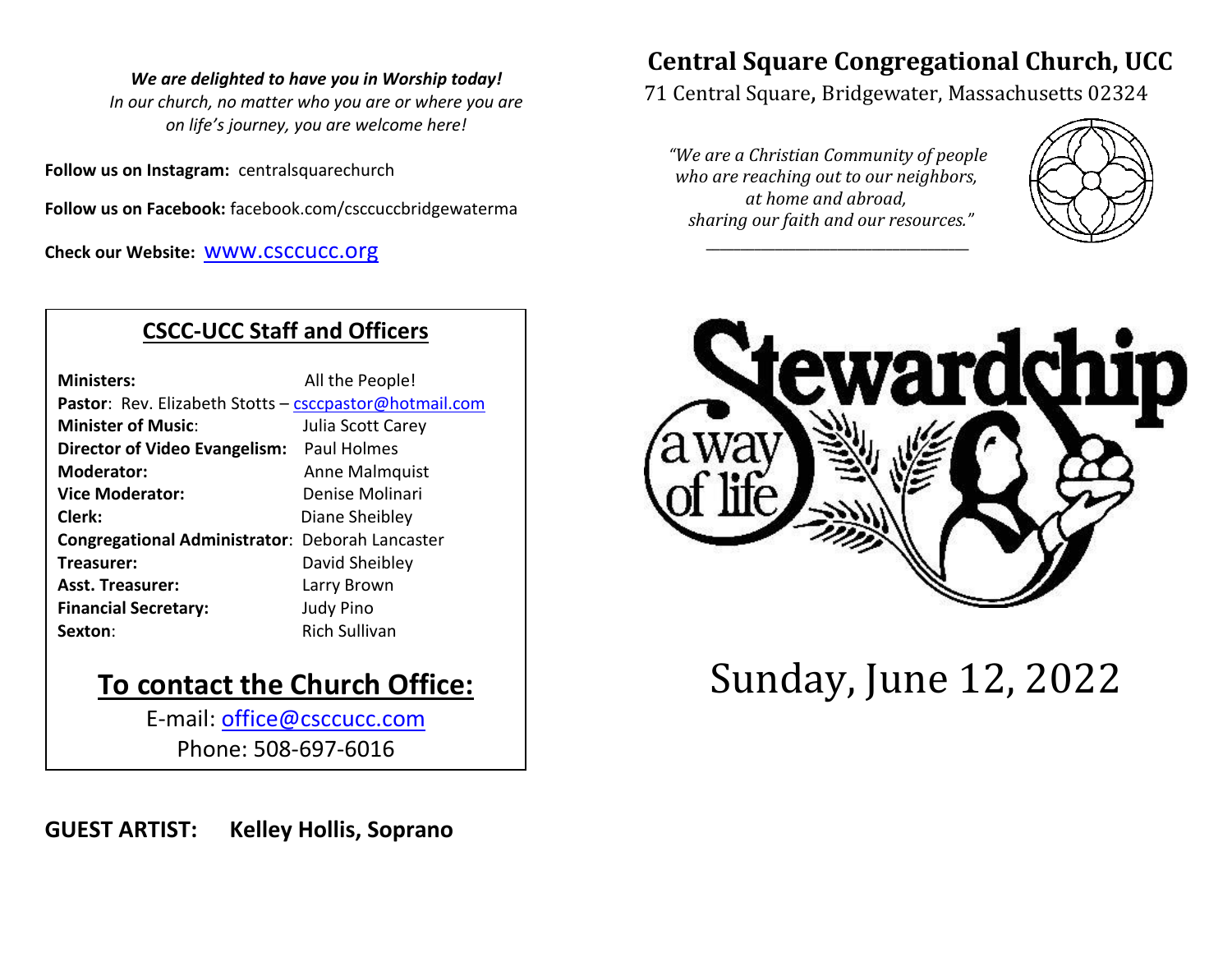*We are delighted to have you in Worship today!*
*In our church, no matter who you are or where you are on life's journey, you are welcome here!*

**Follow us on Instagram:** centralsquarechurch

**Follow us on Facebook:** facebook.com/csccuccbridgewaterma

**Check our Website:** www.csccucc.org

## CSCC-UCC Staff and Officers

| | |
|---|---|
| **Ministers:** | All the People! |
| **Pastor**: Rev. Elizabeth Stotts – csccpastor@hotmail.com | |
| **Minister of Music**: | Julia Scott Carey |
| **Director of Video Evangelism:** | Paul Holmes |
| **Moderator:** | Anne Malmquist |
| **Vice Moderator:** | Denise Molinari |
| **Clerk:** | Diane Sheibley |
| **Congregational Administrator**: | Deborah Lancaster |
| **Treasurer:** | David Sheibley |
| **Asst. Treasurer:** | Larry Brown |
| **Financial Secretary:** | Judy Pino |
| **Sexton**: | Rich Sullivan |

## To contact the Church Office:

E-mail: office@csccucc.com
Phone: 508-697-6016

**GUEST ARTIST: Kelley Hollis, Soprano**

# Central Square Congregational Church, UCC

71 Central Square, Bridgewater, Massachusetts 02324

*"We are a Christian Community of people who are reaching out to our neighbors, at home and abroad, sharing our faith and our resources."*

**Stewardship** a way of life

# Sunday, June 12, 2022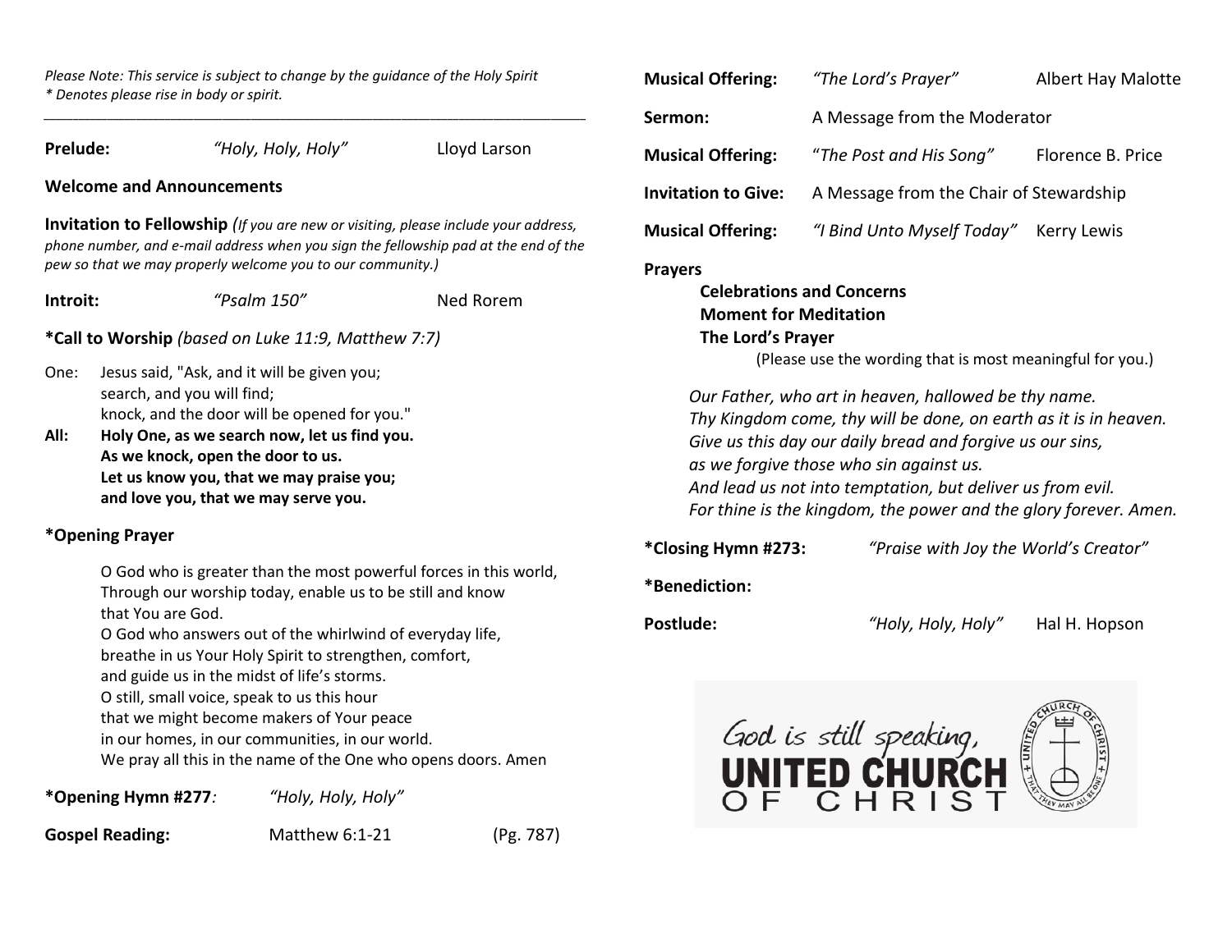*Please Note: This service is subject to change by the guidance of the Holy Spirit*
*\* Denotes please rise in body or spirit.*

---

**Prelude:** *"Holy, Holy, Holy"* Lloyd Larson

**Welcome and Announcements**

**Invitation to Fellowship** *(If you are new or visiting, please include your address, phone number, and e-mail address when you sign the fellowship pad at the end of the pew so that we may properly welcome you to our community.)*

**Introit:** *"Psalm 150"* Ned Rorem

**\*Call to Worship** *(based on Luke 11:9, Matthew 7:7)*

One: Jesus said, "Ask, and it will be given you;
search, and you will find;
knock, and the door will be opened for you."

**All: Holy One, as we search now, let us find you.**
**As we knock, open the door to us.**
**Let us know you, that we may praise you;**
**and love you, that we may serve you.**

**\*Opening Prayer**

O God who is greater than the most powerful forces in this world,
Through our worship today, enable us to be still and know
that You are God.
O God who answers out of the whirlwind of everyday life,
breathe in us Your Holy Spirit to strengthen, comfort,
and guide us in the midst of life's storms.
O still, small voice, speak to us this hour
that we might become makers of Your peace
in our homes, in our communities, in our world.
We pray all this in the name of the One who opens doors. Amen

**\*Opening Hymn #277***:* *"Holy, Holy, Holy"*

**Gospel Reading:** Matthew 6:1-21 (Pg. 787)

**Musical Offering:** *"The Lord's Prayer"* Albert Hay Malotte

**Sermon:** A Message from the Moderator

**Musical Offering:** *"The Post and His Song"* Florence B. Price

**Invitation to Give:** A Message from the Chair of Stewardship

**Musical Offering:** *"I Bind Unto Myself Today"* Kerry Lewis

**Prayers**

**Celebrations and Concerns**
**Moment for Meditation**
**The Lord's Prayer**
(Please use the wording that is most meaningful for you.)

*Our Father, who art in heaven, hallowed be thy name.*
*Thy Kingdom come, thy will be done, on earth as it is in heaven.*
*Give us this day our daily bread and forgive us our sins,*
*as we forgive those who sin against us.*
*And lead us not into temptation, but deliver us from evil.*
*For thine is the kingdom, the power and the glory forever. Amen.*

**\*Closing Hymn #273:** *"Praise with Joy the World's Creator"*

**\*Benediction:**

**Postlude:** *"Holy, Holy, Holy"* Hal H. Hopson

God is still speaking,
UNITED CHURCH OF CHRIST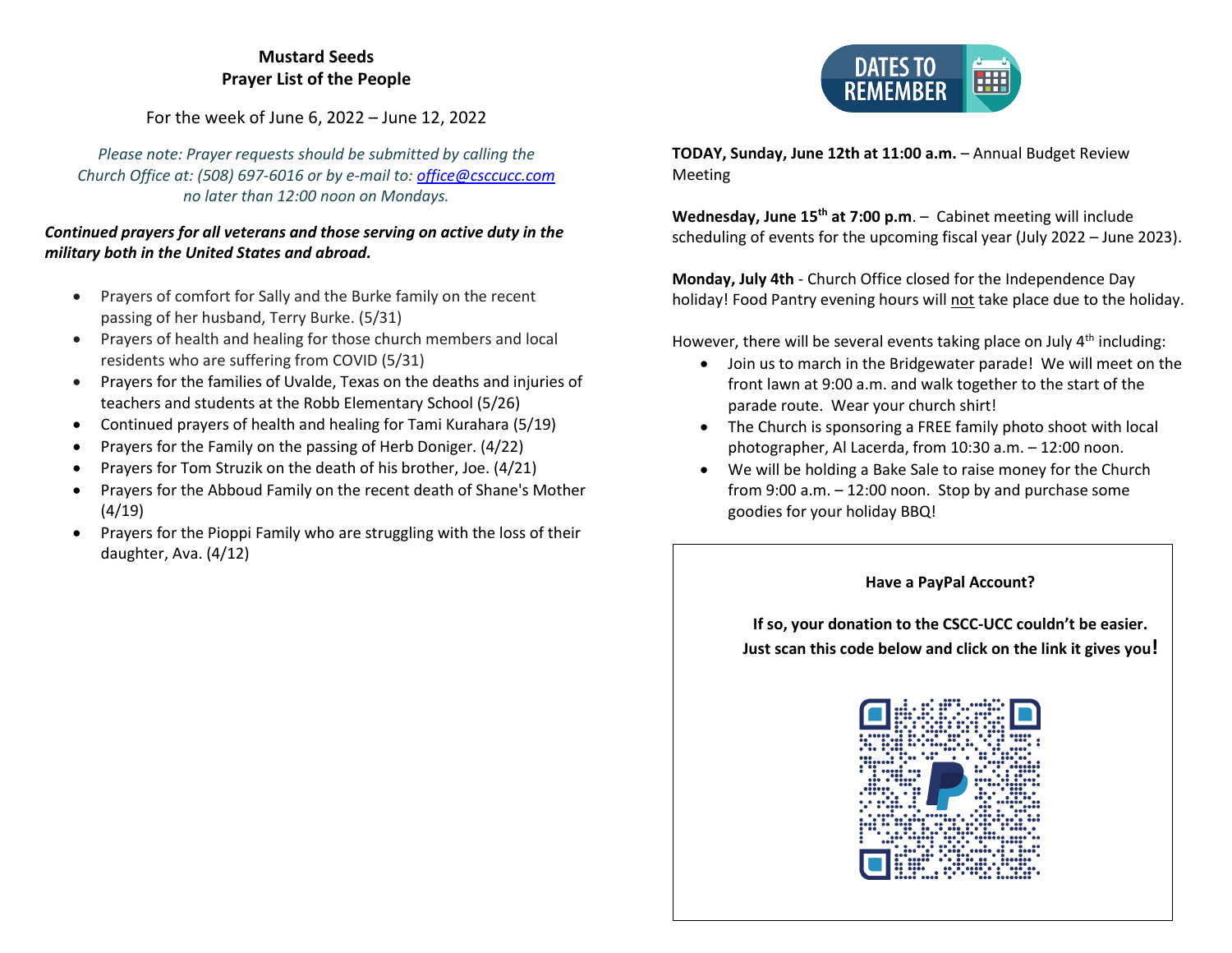**Mustard Seeds**
**Prayer List of the People**

For the week of June 6, 2022 – June 12, 2022

*Please note: Prayer requests should be submitted by calling the Church Office at: (508) 697-6016 or by e-mail to: office@csccucc.com no later than 12:00 noon on Mondays.*

***Continued prayers for all veterans and those serving on active duty in the military both in the United States and abroad.***

- Prayers of comfort for Sally and the Burke family on the recent passing of her husband, Terry Burke. (5/31)
- Prayers of health and healing for those church members and local residents who are suffering from COVID (5/31)
- Prayers for the families of Uvalde, Texas on the deaths and injuries of teachers and students at the Robb Elementary School (5/26)
- Continued prayers of health and healing for Tami Kurahara (5/19)
- Prayers for the Family on the passing of Herb Doniger. (4/22)
- Prayers for Tom Struzik on the death of his brother, Joe. (4/21)
- Prayers for the Abboud Family on the recent death of Shane's Mother (4/19)
- Prayers for the Pioppi Family who are struggling with the loss of their daughter, Ava. (4/12)

## DATES TO REMEMBER

**TODAY, Sunday, June 12th at 11:00 a.m.** – Annual Budget Review Meeting

**Wednesday, June 15th at 7:00 p.m**. – Cabinet meeting will include scheduling of events for the upcoming fiscal year (July 2022 – June 2023).

**Monday, July 4th** - Church Office closed for the Independence Day holiday! Food Pantry evening hours will not take place due to the holiday.

However, there will be several events taking place on July 4th including:

- Join us to march in the Bridgewater parade! We will meet on the front lawn at 9:00 a.m. and walk together to the start of the parade route. Wear your church shirt!
- The Church is sponsoring a FREE family photo shoot with local photographer, Al Lacerda, from 10:30 a.m. – 12:00 noon.
- We will be holding a Bake Sale to raise money for the Church from 9:00 a.m. – 12:00 noon. Stop by and purchase some goodies for your holiday BBQ!

**Have a PayPal Account?**

**If so, your donation to the CSCC-UCC couldn't be easier. Just scan this code below and click on the link it gives you!**